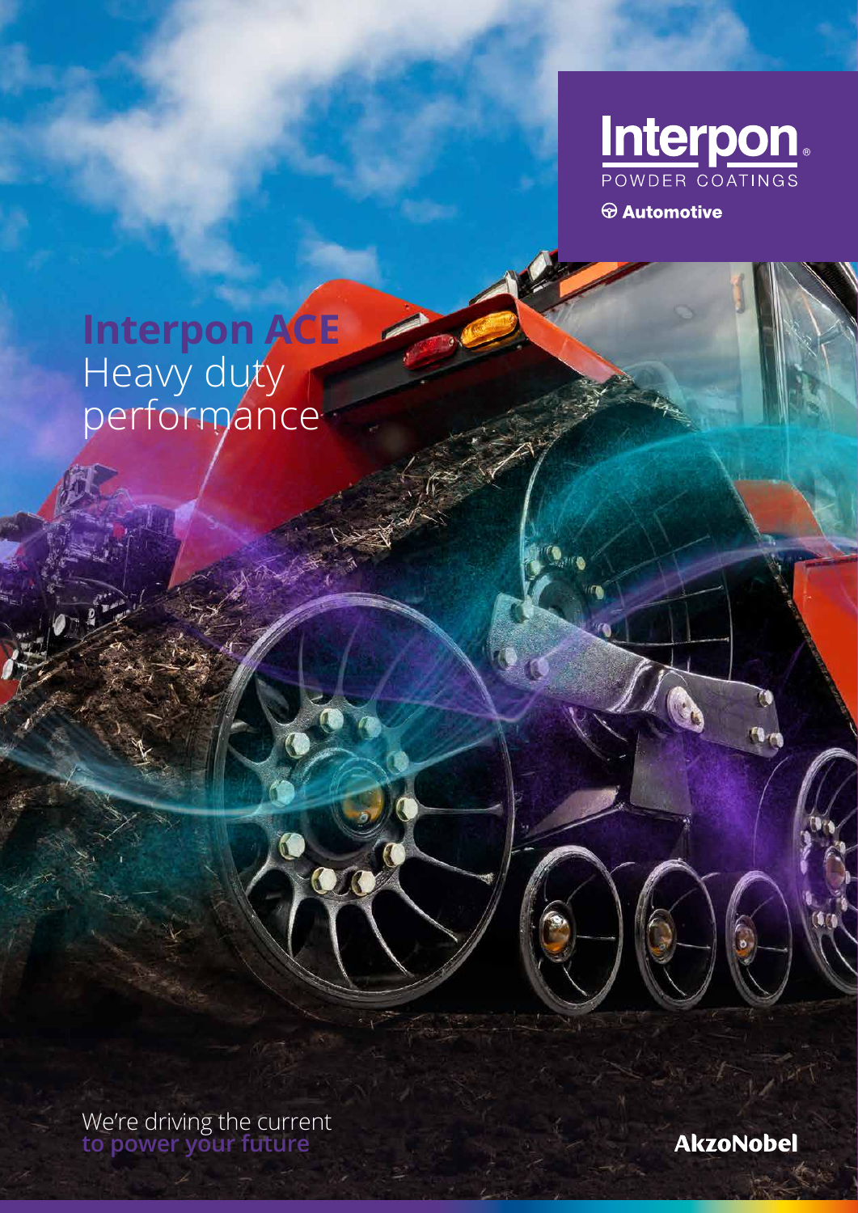Interpon
POWDER COATINGS
Automotive

# Interpon ACE
Heavy duty performance

We're driving the current
**to power your future**

AkzoNobel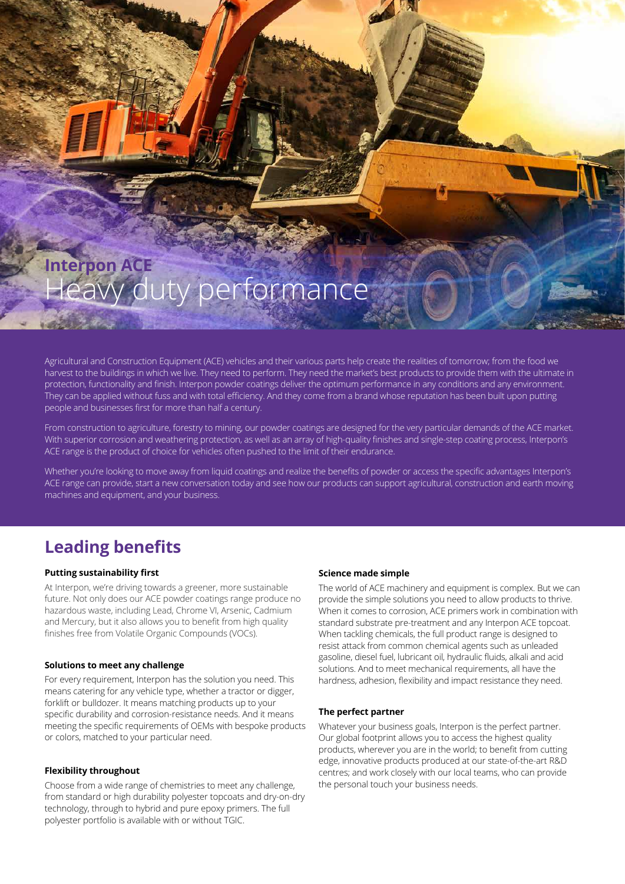# Interpon ACE
## Heavy duty performance

Agricultural and Construction Equipment (ACE) vehicles and their various parts help create the realities of tomorrow; from the food we harvest to the buildings in which we live. They need to perform. They need the market's best products to provide them with the ultimate in protection, functionality and finish. Interpon powder coatings deliver the optimum performance in any conditions and any environment. They can be applied without fuss and with total efficiency. And they come from a brand whose reputation has been built upon putting people and businesses first for more than half a century.

From construction to agriculture, forestry to mining, our powder coatings are designed for the very particular demands of the ACE market. With superior corrosion and weathering protection, as well as an array of high-quality finishes and single-step coating process, Interpon's ACE range is the product of choice for vehicles often pushed to the limit of their endurance.

Whether you're looking to move away from liquid coatings and realize the benefits of powder or access the specific advantages Interpon's ACE range can provide, start a new conversation today and see how our products can support agricultural, construction and earth moving machines and equipment, and your business.

## Leading benefits

**Putting sustainability first**

At Interpon, we're driving towards a greener, more sustainable future. Not only does our ACE powder coatings range produce no hazardous waste, including Lead, Chrome VI, Arsenic, Cadmium and Mercury, but it also allows you to benefit from high quality finishes free from Volatile Organic Compounds (VOCs).

**Solutions to meet any challenge**

For every requirement, Interpon has the solution you need. This means catering for any vehicle type, whether a tractor or digger, forklift or bulldozer. It means matching products up to your specific durability and corrosion-resistance needs. And it means meeting the specific requirements of OEMs with bespoke products or colors, matched to your particular need.

**Flexibility throughout**

Choose from a wide range of chemistries to meet any challenge, from standard or high durability polyester topcoats and dry-on-dry technology, through to hybrid and pure epoxy primers. The full polyester portfolio is available with or without TGIC.

**Science made simple**

The world of ACE machinery and equipment is complex. But we can provide the simple solutions you need to allow products to thrive. When it comes to corrosion, ACE primers work in combination with standard substrate pre-treatment and any Interpon ACE topcoat. When tackling chemicals, the full product range is designed to resist attack from common chemical agents such as unleaded gasoline, diesel fuel, lubricant oil, hydraulic fluids, alkali and acid solutions. And to meet mechanical requirements, all have the hardness, adhesion, flexibility and impact resistance they need.

**The perfect partner**

Whatever your business goals, Interpon is the perfect partner. Our global footprint allows you to access the highest quality products, wherever you are in the world; to benefit from cutting edge, innovative products produced at our state-of-the-art R&D centres; and work closely with our local teams, who can provide the personal touch your business needs.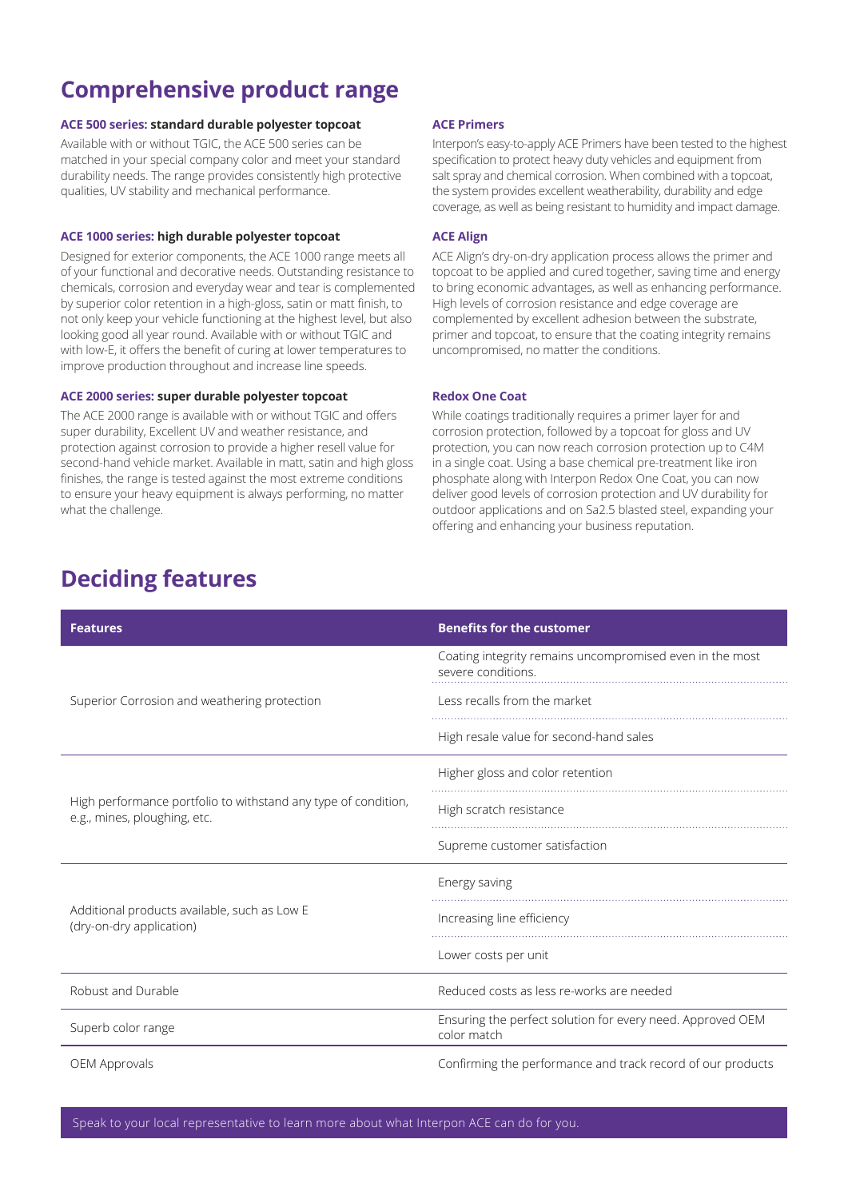## Comprehensive product range

**ACE 500 series: standard durable polyester topcoat**

Available with or without TGIC, the ACE 500 series can be matched in your special company color and meet your standard durability needs. The range provides consistently high protective qualities, UV stability and mechanical performance.

**ACE 1000 series: high durable polyester topcoat**

Designed for exterior components, the ACE 1000 range meets all of your functional and decorative needs. Outstanding resistance to chemicals, corrosion and everyday wear and tear is complemented by superior color retention in a high-gloss, satin or matt finish, to not only keep your vehicle functioning at the highest level, but also looking good all year round. Available with or without TGIC and with low-E, it offers the benefit of curing at lower temperatures to improve production throughout and increase line speeds.

**ACE 2000 series: super durable polyester topcoat**

The ACE 2000 range is available with or without TGIC and offers super durability, Excellent UV and weather resistance, and protection against corrosion to provide a higher resell value for second-hand vehicle market. Available in matt, satin and high gloss finishes, the range is tested against the most extreme conditions to ensure your heavy equipment is always performing, no matter what the challenge.

**ACE Primers**

Interpon's easy-to-apply ACE Primers have been tested to the highest specification to protect heavy duty vehicles and equipment from salt spray and chemical corrosion. When combined with a topcoat, the system provides excellent weatherability, durability and edge coverage, as well as being resistant to humidity and impact damage.

**ACE Align**

ACE Align's dry-on-dry application process allows the primer and topcoat to be applied and cured together, saving time and energy to bring economic advantages, as well as enhancing performance. High levels of corrosion resistance and edge coverage are complemented by excellent adhesion between the substrate, primer and topcoat, to ensure that the coating integrity remains uncompromised, no matter the conditions.

**Redox One Coat**

While coatings traditionally requires a primer layer for and corrosion protection, followed by a topcoat for gloss and UV protection, you can now reach corrosion protection up to C4M in a single coat. Using a base chemical pre-treatment like iron phosphate along with Interpon Redox One Coat, you can now deliver good levels of corrosion protection and UV durability for outdoor applications and on Sa2.5 blasted steel, expanding your offering and enhancing your business reputation.

## Deciding features

| Features | Benefits for the customer |
|---|---|
| Superior Corrosion and weathering protection | Coating integrity remains uncompromised even in the most severe conditions. |
| | Less recalls from the market |
| | High resale value for second-hand sales |
| High performance portfolio to withstand any type of condition, e.g., mines, ploughing, etc. | Higher gloss and color retention |
| | High scratch resistance |
| | Supreme customer satisfaction |
| Additional products available, such as Low E (dry-on-dry application) | Energy saving |
| | Increasing line efficiency |
| | Lower costs per unit |
| Robust and Durable | Reduced costs as less re-works are needed |
| Superb color range | Ensuring the perfect solution for every need. Approved OEM color match |
| OEM Approvals | Confirming the performance and track record of our products |

Speak to your local representative to learn more about what Interpon ACE can do for you.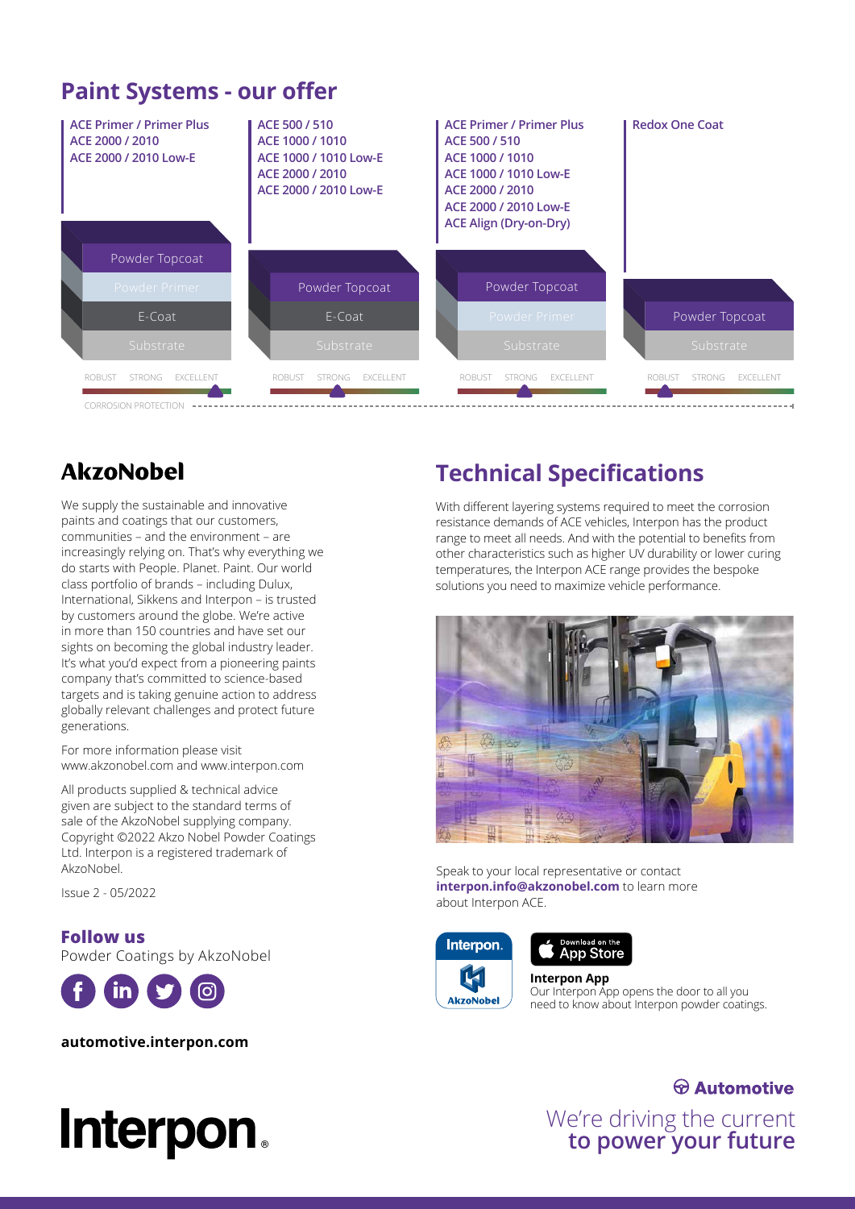## Paint Systems - our offer

**ACE Primer / Primer Plus**
**ACE 2000 / 2010**
**ACE 2000 / 2010 Low-E**

Powder Topcoat
Powder Primer
E-Coat
Substrate

ROBUST STRONG EXCELLENT

**ACE 500 / 510**
**ACE 1000 / 1010**
**ACE 1000 / 1010 Low-E**
**ACE 2000 / 2010**
**ACE 2000 / 2010 Low-E**

Powder Topcoat
E-Coat
Substrate

ROBUST STRONG EXCELLENT

**ACE Primer / Primer Plus**
**ACE 500 / 510**
**ACE 1000 / 1010**
**ACE 1000 / 1010 Low-E**
**ACE 2000 / 2010**
**ACE 2000 / 2010 Low-E**
**ACE Align (Dry-on-Dry)**

Powder Topcoat
Powder Primer
Substrate

ROBUST STRONG EXCELLENT

**Redox One Coat**

Powder Topcoat
Substrate

ROBUST STRONG EXCELLENT

CORROSION PROTECTION

## AkzoNobel

We supply the sustainable and innovative paints and coatings that our customers, communities – and the environment – are increasingly relying on. That's why everything we do starts with People. Planet. Paint. Our world class portfolio of brands – including Dulux, International, Sikkens and Interpon – is trusted by customers around the globe. We're active in more than 150 countries and have set our sights on becoming the global industry leader. It's what you'd expect from a pioneering paints company that's committed to science-based targets and is taking genuine action to address globally relevant challenges and protect future generations.

For more information please visit www.akzonobel.com and www.interpon.com

All products supplied & technical advice given are subject to the standard terms of sale of the AkzoNobel supplying company. Copyright ©2022 Akzo Nobel Powder Coatings Ltd. Interpon is a registered trademark of AkzoNobel.

Issue 2 - 05/2022

### Follow us

Powder Coatings by AkzoNobel

**automotive.interpon.com**

## Technical Specifications

With different layering systems required to meet the corrosion resistance demands of ACE vehicles, Interpon has the product range to meet all needs. And with the potential to benefits from other characteristics such as higher UV durability or lower curing temperatures, the Interpon ACE range provides the bespoke solutions you need to maximize vehicle performance.

Speak to your local representative or contact **interpon.info@akzonobel.com** to learn more about Interpon ACE.

Download on the App Store

**Interpon App**
Our Interpon App opens the door to all you need to know about Interpon powder coatings.

Interpon

**Automotive**

We're driving the current **to power your future**